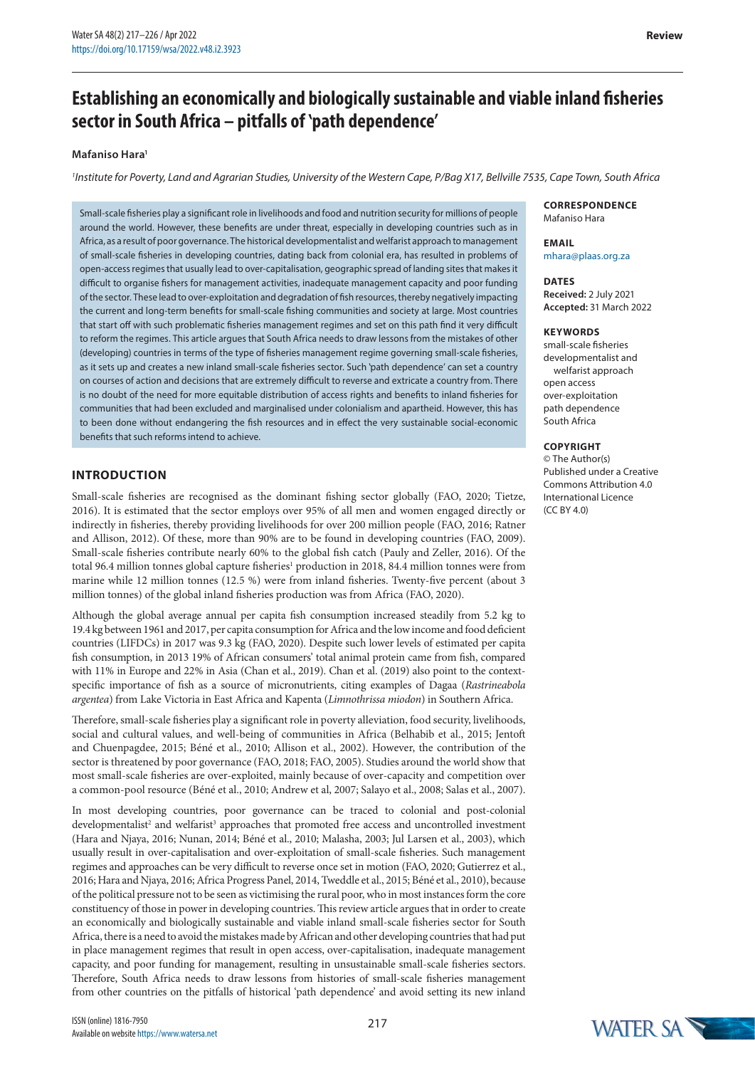# Establishing an economically and biologically sustainable and viable inland fisheries sector in South Africa – pitfalls of 'path dependence'

**Mafaniso Hara**[1]

[1]*Institute for Poverty, Land and Agrarian Studies, University of the Western Cape, P/Bag X17, Bellville 7535, Cape Town, South Africa*

Small-scale fisheries play a significant role in livelihoods and food and nutrition security for millions of people around the world. However, these benefits are under threat, especially in developing countries such as in Africa, as a result of poor governance. The historical developmentalist and welfarist approach to management of small-scale fisheries in developing countries, dating back from colonial era, has resulted in problems of open-access regimes that usually lead to over-capitalisation, geographic spread of landing sites that makes it difficult to organise fishers for management activities, inadequate management capacity and poor funding of the sector. These lead to over-exploitation and degradation of fish resources, thereby negatively impacting the current and long-term benefits for small-scale fishing communities and society at large. Most countries that start off with such problematic fisheries management regimes and set on this path find it very difficult to reform the regimes. This article argues that South Africa needs to draw lessons from the mistakes of other (developing) countries in terms of the type of fisheries management regime governing small-scale fisheries, as it sets up and creates a new inland small-scale fisheries sector. Such 'path dependence' can set a country on courses of action and decisions that are extremely difficult to reverse and extricate a country from. There is no doubt of the need for more equitable distribution of access rights and benefits to inland fisheries for communities that had been excluded and marginalised under colonialism and apartheid. However, this has to been done without endangering the fish resources and in effect the very sustainable social-economic benefits that such reforms intend to achieve.

**CORRESPONDENCE**
Mafaniso Hara

**EMAIL**
mhara@plaas.org.za

**DATES**
**Received:** 2 July 2021
**Accepted:** 31 March 2022

**KEYWORDS**
small-scale fisheries
developmentalist and welfarist approach
open access
over-exploitation
path dependence
South Africa

**COPYRIGHT**
© The Author(s)
Published under a Creative Commons Attribution 4.0 International Licence (CC BY 4.0)

## INTRODUCTION

Small-scale fisheries are recognised as the dominant fishing sector globally (FAO, 2020; Tietze, 2016). It is estimated that the sector employs over 95% of all men and women engaged directly or indirectly in fisheries, thereby providing livelihoods for over 200 million people (FAO, 2016; Ratner and Allison, 2012). Of these, more than 90% are to be found in developing countries (FAO, 2009). Small-scale fisheries contribute nearly 60% to the global fish catch (Pauly and Zeller, 2016). Of the total 96.4 million tonnes global capture fisheries[1] production in 2018, 84.4 million tonnes were from marine while 12 million tonnes (12.5 %) were from inland fisheries. Twenty-five percent (about 3 million tonnes) of the global inland fisheries production was from Africa (FAO, 2020).

Although the global average annual per capita fish consumption increased steadily from 5.2 kg to 19.4 kg between 1961 and 2017, per capita consumption for Africa and the low income and food deficient countries (LIFDCs) in 2017 was 9.3 kg (FAO, 2020). Despite such lower levels of estimated per capita fish consumption, in 2013 19% of African consumers' total animal protein came from fish, compared with 11% in Europe and 22% in Asia (Chan et al., 2019). Chan et al. (2019) also point to the context-specific importance of fish as a source of micronutrients, citing examples of Dagaa (*Rastrineabola argentea*) from Lake Victoria in East Africa and Kapenta (*Limnothrissa miodon*) in Southern Africa.

Therefore, small-scale fisheries play a significant role in poverty alleviation, food security, livelihoods, social and cultural values, and well-being of communities in Africa (Belhabib et al., 2015; Jentoft and Chuenpagdee, 2015; Béné et al., 2010; Allison et al., 2002). However, the contribution of the sector is threatened by poor governance (FAO, 2018; FAO, 2005). Studies around the world show that most small-scale fisheries are over-exploited, mainly because of over-capacity and competition over a common-pool resource (Béné et al., 2010; Andrew et al, 2007; Salayo et al., 2008; Salas et al., 2007).

In most developing countries, poor governance can be traced to colonial and post-colonial developmentalist[2] and welfarist[3] approaches that promoted free access and uncontrolled investment (Hara and Njaya, 2016; Nunan, 2014; Béné et al., 2010; Malasha, 2003; Jul Larsen et al., 2003), which usually result in over-capitalisation and over-exploitation of small-scale fisheries. Such management regimes and approaches can be very difficult to reverse once set in motion (FAO, 2020; Gutierrez et al., 2016; Hara and Njaya, 2016; Africa Progress Panel, 2014, Tweddle et al., 2015; Béné et al., 2010), because of the political pressure not to be seen as victimising the rural poor, who in most instances form the core constituency of those in power in developing countries. This review article argues that in order to create an economically and biologically sustainable and viable inland small-scale fisheries sector for South Africa, there is a need to avoid the mistakes made by African and other developing countries that had put in place management regimes that result in open access, over-capitalisation, inadequate management capacity, and poor funding for management, resulting in unsustainable small-scale fisheries sectors. Therefore, South Africa needs to draw lessons from histories of small-scale fisheries management from other countries on the pitfalls of historical 'path dependence' and avoid setting its new inland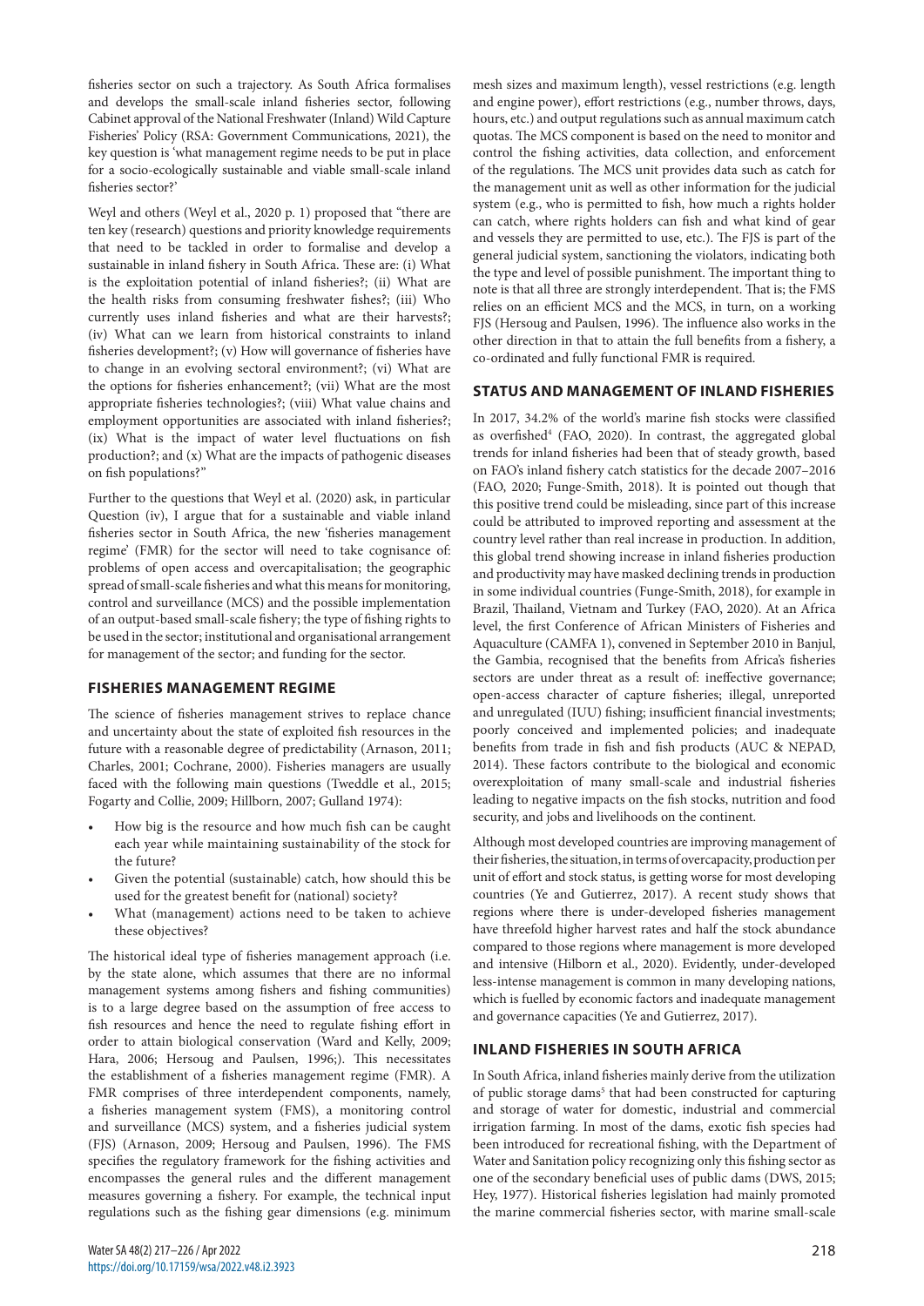fisheries sector on such a trajectory. As South Africa formalises and develops the small-scale inland fisheries sector, following Cabinet approval of the National Freshwater (Inland) Wild Capture Fisheries' Policy (RSA: Government Communications, 2021), the key question is 'what management regime needs to be put in place for a socio-ecologically sustainable and viable small-scale inland fisheries sector?'

Weyl and others (Weyl et al., 2020 p. 1) proposed that "there are ten key (research) questions and priority knowledge requirements that need to be tackled in order to formalise and develop a sustainable in inland fishery in South Africa. These are: (i) What is the exploitation potential of inland fisheries?; (ii) What are the health risks from consuming freshwater fishes?; (iii) Who currently uses inland fisheries and what are their harvests?; (iv) What can we learn from historical constraints to inland fisheries development?; (v) How will governance of fisheries have to change in an evolving sectoral environment?; (vi) What are the options for fisheries enhancement?; (vii) What are the most appropriate fisheries technologies?; (viii) What value chains and employment opportunities are associated with inland fisheries?; (ix) What is the impact of water level fluctuations on fish production?; and (x) What are the impacts of pathogenic diseases on fish populations?"

Further to the questions that Weyl et al. (2020) ask, in particular Question (iv), I argue that for a sustainable and viable inland fisheries sector in South Africa, the new 'fisheries management regime' (FMR) for the sector will need to take cognisance of: problems of open access and overcapitalisation; the geographic spread of small-scale fisheries and what this means for monitoring, control and surveillance (MCS) and the possible implementation of an output-based small-scale fishery; the type of fishing rights to be used in the sector; institutional and organisational arrangement for management of the sector; and funding for the sector.

## FISHERIES MANAGEMENT REGIME

The science of fisheries management strives to replace chance and uncertainty about the state of exploited fish resources in the future with a reasonable degree of predictability (Arnason, 2011; Charles, 2001; Cochrane, 2000). Fisheries managers are usually faced with the following main questions (Tweddle et al., 2015; Fogarty and Collie, 2009; Hillborn, 2007; Gulland 1974):

- How big is the resource and how much fish can be caught each year while maintaining sustainability of the stock for the future?
- Given the potential (sustainable) catch, how should this be used for the greatest benefit for (national) society?
- What (management) actions need to be taken to achieve these objectives?

The historical ideal type of fisheries management approach (i.e. by the state alone, which assumes that there are no informal management systems among fishers and fishing communities) is to a large degree based on the assumption of free access to fish resources and hence the need to regulate fishing effort in order to attain biological conservation (Ward and Kelly, 2009; Hara, 2006; Hersoug and Paulsen, 1996;). This necessitates the establishment of a fisheries management regime (FMR). A FMR comprises of three interdependent components, namely, a fisheries management system (FMS), a monitoring control and surveillance (MCS) system, and a fisheries judicial system (FJS) (Arnason, 2009; Hersoug and Paulsen, 1996). The FMS specifies the regulatory framework for the fishing activities and encompasses the general rules and the different management measures governing a fishery. For example, the technical input regulations such as the fishing gear dimensions (e.g. minimum mesh sizes and maximum length), vessel restrictions (e.g. length and engine power), effort restrictions (e.g., number throws, days, hours, etc.) and output regulations such as annual maximum catch quotas. The MCS component is based on the need to monitor and control the fishing activities, data collection, and enforcement of the regulations. The MCS unit provides data such as catch for the management unit as well as other information for the judicial system (e.g., who is permitted to fish, how much a rights holder can catch, where rights holders can fish and what kind of gear and vessels they are permitted to use, etc.). The FJS is part of the general judicial system, sanctioning the violators, indicating both the type and level of possible punishment. The important thing to note is that all three are strongly interdependent. That is; the FMS relies on an efficient MCS and the MCS, in turn, on a working FJS (Hersoug and Paulsen, 1996). The influence also works in the other direction in that to attain the full benefits from a fishery, a co-ordinated and fully functional FMR is required.

## STATUS AND MANAGEMENT OF INLAND FISHERIES

In 2017, 34.2% of the world's marine fish stocks were classified as overfished[4] (FAO, 2020). In contrast, the aggregated global trends for inland fisheries had been that of steady growth, based on FAO's inland fishery catch statistics for the decade 2007–2016 (FAO, 2020; Funge-Smith, 2018). It is pointed out though that this positive trend could be misleading, since part of this increase could be attributed to improved reporting and assessment at the country level rather than real increase in production. In addition, this global trend showing increase in inland fisheries production and productivity may have masked declining trends in production in some individual countries (Funge-Smith, 2018), for example in Brazil, Thailand, Vietnam and Turkey (FAO, 2020). At an Africa level, the first Conference of African Ministers of Fisheries and Aquaculture (CAMFA 1), convened in September 2010 in Banjul, the Gambia, recognised that the benefits from Africa's fisheries sectors are under threat as a result of: ineffective governance; open-access character of capture fisheries; illegal, unreported and unregulated (IUU) fishing; insufficient financial investments; poorly conceived and implemented policies; and inadequate benefits from trade in fish and fish products (AUC & NEPAD, 2014). These factors contribute to the biological and economic overexploitation of many small-scale and industrial fisheries leading to negative impacts on the fish stocks, nutrition and food security, and jobs and livelihoods on the continent.

Although most developed countries are improving management of their fisheries, the situation, in terms of overcapacity, production per unit of effort and stock status, is getting worse for most developing countries (Ye and Gutierrez, 2017). A recent study shows that regions where there is under-developed fisheries management have threefold higher harvest rates and half the stock abundance compared to those regions where management is more developed and intensive (Hilborn et al., 2020). Evidently, under-developed less-intense management is common in many developing nations, which is fuelled by economic factors and inadequate management and governance capacities (Ye and Gutierrez, 2017).

## INLAND FISHERIES IN SOUTH AFRICA

In South Africa, inland fisheries mainly derive from the utilization of public storage dams[5] that had been constructed for capturing and storage of water for domestic, industrial and commercial irrigation farming. In most of the dams, exotic fish species had been introduced for recreational fishing, with the Department of Water and Sanitation policy recognizing only this fishing sector as one of the secondary beneficial uses of public dams (DWS, 2015; Hey, 1977). Historical fisheries legislation had mainly promoted the marine commercial fisheries sector, with marine small-scale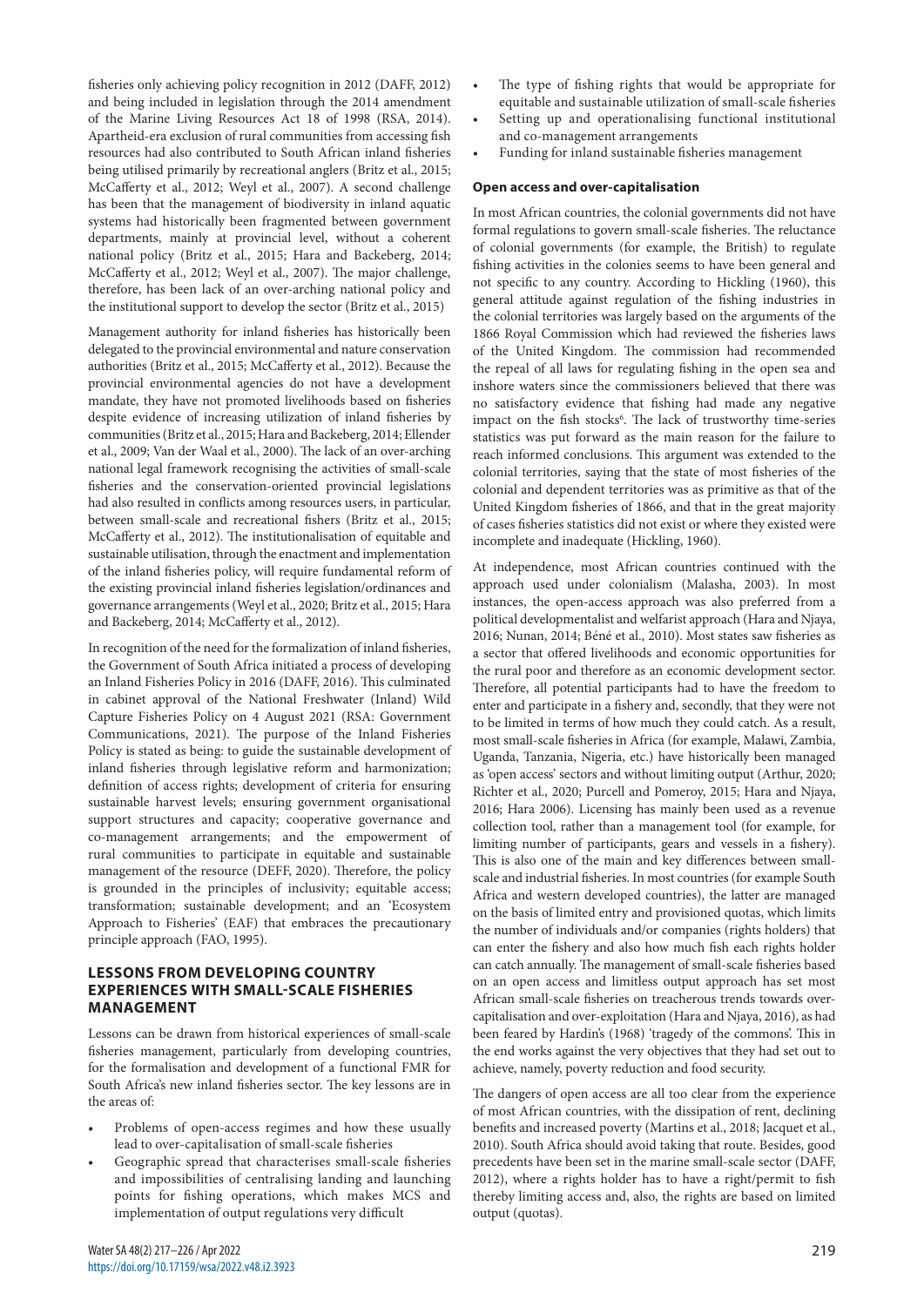fisheries only achieving policy recognition in 2012 (DAFF, 2012) and being included in legislation through the 2014 amendment of the Marine Living Resources Act 18 of 1998 (RSA, 2014). Apartheid-era exclusion of rural communities from accessing fish resources had also contributed to South African inland fisheries being utilised primarily by recreational anglers (Britz et al., 2015; McCafferty et al., 2012; Weyl et al., 2007). A second challenge has been that the management of biodiversity in inland aquatic systems had historically been fragmented between government departments, mainly at provincial level, without a coherent national policy (Britz et al., 2015; Hara and Backeberg, 2014; McCafferty et al., 2012; Weyl et al., 2007). The major challenge, therefore, has been lack of an over-arching national policy and the institutional support to develop the sector (Britz et al., 2015)

Management authority for inland fisheries has historically been delegated to the provincial environmental and nature conservation authorities (Britz et al., 2015; McCafferty et al., 2012). Because the provincial environmental agencies do not have a development mandate, they have not promoted livelihoods based on fisheries despite evidence of increasing utilization of inland fisheries by communities (Britz et al., 2015; Hara and Backeberg, 2014; Ellender et al., 2009; Van der Waal et al., 2000). The lack of an over-arching national legal framework recognising the activities of small-scale fisheries and the conservation-oriented provincial legislations had also resulted in conflicts among resources users, in particular, between small-scale and recreational fishers (Britz et al., 2015; McCafferty et al., 2012). The institutionalisation of equitable and sustainable utilisation, through the enactment and implementation of the inland fisheries policy, will require fundamental reform of the existing provincial inland fisheries legislation/ordinances and governance arrangements (Weyl et al., 2020; Britz et al., 2015; Hara and Backeberg, 2014; McCafferty et al., 2012).

In recognition of the need for the formalization of inland fisheries, the Government of South Africa initiated a process of developing an Inland Fisheries Policy in 2016 (DAFF, 2016). This culminated in cabinet approval of the National Freshwater (Inland) Wild Capture Fisheries Policy on 4 August 2021 (RSA: Government Communications, 2021). The purpose of the Inland Fisheries Policy is stated as being: to guide the sustainable development of inland fisheries through legislative reform and harmonization; definition of access rights; development of criteria for ensuring sustainable harvest levels; ensuring government organisational support structures and capacity; cooperative governance and co-management arrangements; and the empowerment of rural communities to participate in equitable and sustainable management of the resource (DEFF, 2020). Therefore, the policy is grounded in the principles of inclusivity; equitable access; transformation; sustainable development; and an 'Ecosystem Approach to Fisheries' (EAF) that embraces the precautionary principle approach (FAO, 1995).

## LESSONS FROM DEVELOPING COUNTRY EXPERIENCES WITH SMALL-SCALE FISHERIES MANAGEMENT

Lessons can be drawn from historical experiences of small-scale fisheries management, particularly from developing countries, for the formalisation and development of a functional FMR for South Africa's new inland fisheries sector. The key lessons are in the areas of:

- Problems of open-access regimes and how these usually lead to over-capitalisation of small-scale fisheries
- Geographic spread that characterises small-scale fisheries and impossibilities of centralising landing and launching points for fishing operations, which makes MCS and implementation of output regulations very difficult
- The type of fishing rights that would be appropriate for equitable and sustainable utilization of small-scale fisheries
- Setting up and operationalising functional institutional and co-management arrangements
- Funding for inland sustainable fisheries management

### Open access and over-capitalisation

In most African countries, the colonial governments did not have formal regulations to govern small-scale fisheries. The reluctance of colonial governments (for example, the British) to regulate fishing activities in the colonies seems to have been general and not specific to any country. According to Hickling (1960), this general attitude against regulation of the fishing industries in the colonial territories was largely based on the arguments of the 1866 Royal Commission which had reviewed the fisheries laws of the United Kingdom. The commission had recommended the repeal of all laws for regulating fishing in the open sea and inshore waters since the commissioners believed that there was no satisfactory evidence that fishing had made any negative impact on the fish stocks[6]. The lack of trustworthy time-series statistics was put forward as the main reason for the failure to reach informed conclusions. This argument was extended to the colonial territories, saying that the state of most fisheries of the colonial and dependent territories was as primitive as that of the United Kingdom fisheries of 1866, and that in the great majority of cases fisheries statistics did not exist or where they existed were incomplete and inadequate (Hickling, 1960).

At independence, most African countries continued with the approach used under colonialism (Malasha, 2003). In most instances, the open-access approach was also preferred from a political developmentalist and welfarist approach (Hara and Njaya, 2016; Nunan, 2014; Béné et al., 2010). Most states saw fisheries as a sector that offered livelihoods and economic opportunities for the rural poor and therefore as an economic development sector. Therefore, all potential participants had to have the freedom to enter and participate in a fishery and, secondly, that they were not to be limited in terms of how much they could catch. As a result, most small-scale fisheries in Africa (for example, Malawi, Zambia, Uganda, Tanzania, Nigeria, etc.) have historically been managed as 'open access' sectors and without limiting output (Arthur, 2020; Richter et al., 2020; Purcell and Pomeroy, 2015; Hara and Njaya, 2016; Hara 2006). Licensing has mainly been used as a revenue collection tool, rather than a management tool (for example, for limiting number of participants, gears and vessels in a fishery). This is also one of the main and key differences between small-scale and industrial fisheries. In most countries (for example South Africa and western developed countries), the latter are managed on the basis of limited entry and provisioned quotas, which limits the number of individuals and/or companies (rights holders) that can enter the fishery and also how much fish each rights holder can catch annually. The management of small-scale fisheries based on an open access and limitless output approach has set most African small-scale fisheries on treacherous trends towards over-capitalisation and over-exploitation (Hara and Njaya, 2016), as had been feared by Hardin's (1968) 'tragedy of the commons'. This in the end works against the very objectives that they had set out to achieve, namely, poverty reduction and food security.

The dangers of open access are all too clear from the experience of most African countries, with the dissipation of rent, declining benefits and increased poverty (Martins et al., 2018; Jacquet et al., 2010). South Africa should avoid taking that route. Besides, good precedents have been set in the marine small-scale sector (DAFF, 2012), where a rights holder has to have a right/permit to fish thereby limiting access and, also, the rights are based on limited output (quotas).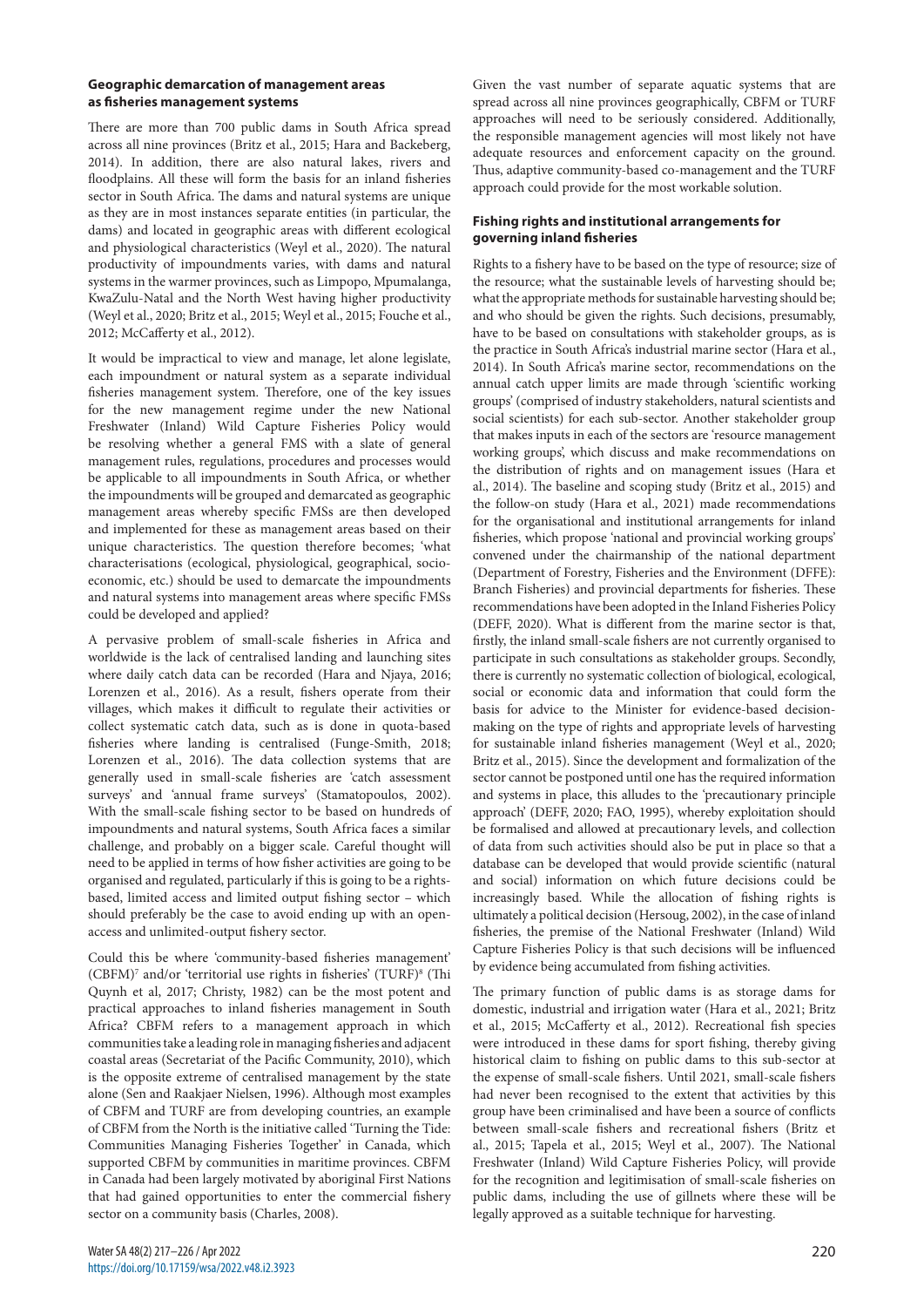### Geographic demarcation of management areas as fisheries management systems

There are more than 700 public dams in South Africa spread across all nine provinces (Britz et al., 2015; Hara and Backeberg, 2014). In addition, there are also natural lakes, rivers and floodplains. All these will form the basis for an inland fisheries sector in South Africa. The dams and natural systems are unique as they are in most instances separate entities (in particular, the dams) and located in geographic areas with different ecological and physiological characteristics (Weyl et al., 2020). The natural productivity of impoundments varies, with dams and natural systems in the warmer provinces, such as Limpopo, Mpumalanga, KwaZulu-Natal and the North West having higher productivity (Weyl et al., 2020; Britz et al., 2015; Weyl et al., 2015; Fouche et al., 2012; McCafferty et al., 2012).

It would be impractical to view and manage, let alone legislate, each impoundment or natural system as a separate individual fisheries management system. Therefore, one of the key issues for the new management regime under the new National Freshwater (Inland) Wild Capture Fisheries Policy would be resolving whether a general FMS with a slate of general management rules, regulations, procedures and processes would be applicable to all impoundments in South Africa, or whether the impoundments will be grouped and demarcated as geographic management areas whereby specific FMSs are then developed and implemented for these as management areas based on their unique characteristics. The question therefore becomes; 'what characterisations (ecological, physiological, geographical, socio-economic, etc.) should be used to demarcate the impoundments and natural systems into management areas where specific FMSs could be developed and applied?

A pervasive problem of small-scale fisheries in Africa and worldwide is the lack of centralised landing and launching sites where daily catch data can be recorded (Hara and Njaya, 2016; Lorenzen et al., 2016). As a result, fishers operate from their villages, which makes it difficult to regulate their activities or collect systematic catch data, such as is done in quota-based fisheries where landing is centralised (Funge-Smith, 2018; Lorenzen et al., 2016). The data collection systems that are generally used in small-scale fisheries are 'catch assessment surveys' and 'annual frame surveys' (Stamatopoulos, 2002). With the small-scale fishing sector to be based on hundreds of impoundments and natural systems, South Africa faces a similar challenge, and probably on a bigger scale. Careful thought will need to be applied in terms of how fisher activities are going to be organised and regulated, particularly if this is going to be a rights-based, limited access and limited output fishing sector – which should preferably be the case to avoid ending up with an open-access and unlimited-output fishery sector.

Could this be where 'community-based fisheries management' (CBFM)[7] and/or 'territorial use rights in fisheries' (TURF)[8] (Thi Quynh et al, 2017; Christy, 1982) can be the most potent and practical approaches to inland fisheries management in South Africa? CBFM refers to a management approach in which communities take a leading role in managing fisheries and adjacent coastal areas (Secretariat of the Pacific Community, 2010), which is the opposite extreme of centralised management by the state alone (Sen and Raakjaer Nielsen, 1996). Although most examples of CBFM and TURF are from developing countries, an example of CBFM from the North is the initiative called 'Turning the Tide: Communities Managing Fisheries Together' in Canada, which supported CBFM by communities in maritime provinces. CBFM in Canada had been largely motivated by aboriginal First Nations that had gained opportunities to enter the commercial fishery sector on a community basis (Charles, 2008).

Given the vast number of separate aquatic systems that are spread across all nine provinces geographically, CBFM or TURF approaches will need to be seriously considered. Additionally, the responsible management agencies will most likely not have adequate resources and enforcement capacity on the ground. Thus, adaptive community-based co-management and the TURF approach could provide for the most workable solution.

### Fishing rights and institutional arrangements for governing inland fisheries

Rights to a fishery have to be based on the type of resource; size of the resource; what the sustainable levels of harvesting should be; what the appropriate methods for sustainable harvesting should be; and who should be given the rights. Such decisions, presumably, have to be based on consultations with stakeholder groups, as is the practice in South Africa's industrial marine sector (Hara et al., 2014). In South Africa's marine sector, recommendations on the annual catch upper limits are made through 'scientific working groups' (comprised of industry stakeholders, natural scientists and social scientists) for each sub-sector. Another stakeholder group that makes inputs in each of the sectors are 'resource management working groups', which discuss and make recommendations on the distribution of rights and on management issues (Hara et al., 2014). The baseline and scoping study (Britz et al., 2015) and the follow-on study (Hara et al., 2021) made recommendations for the organisational and institutional arrangements for inland fisheries, which propose 'national and provincial working groups' convened under the chairmanship of the national department (Department of Forestry, Fisheries and the Environment (DFFE): Branch Fisheries) and provincial departments for fisheries. These recommendations have been adopted in the Inland Fisheries Policy (DEFF, 2020). What is different from the marine sector is that, firstly, the inland small-scale fishers are not currently organised to participate in such consultations as stakeholder groups. Secondly, there is currently no systematic collection of biological, ecological, social or economic data and information that could form the basis for advice to the Minister for evidence-based decision-making on the type of rights and appropriate levels of harvesting for sustainable inland fisheries management (Weyl et al., 2020; Britz et al., 2015). Since the development and formalization of the sector cannot be postponed until one has the required information and systems in place, this alludes to the 'precautionary principle approach' (DEFF, 2020; FAO, 1995), whereby exploitation should be formalised and allowed at precautionary levels, and collection of data from such activities should also be put in place so that a database can be developed that would provide scientific (natural and social) information on which future decisions could be increasingly based. While the allocation of fishing rights is ultimately a political decision (Hersoug, 2002), in the case of inland fisheries, the premise of the National Freshwater (Inland) Wild Capture Fisheries Policy is that such decisions will be influenced by evidence being accumulated from fishing activities.

The primary function of public dams is as storage dams for domestic, industrial and irrigation water (Hara et al., 2021; Britz et al., 2015; McCafferty et al., 2012). Recreational fish species were introduced in these dams for sport fishing, thereby giving historical claim to fishing on public dams to this sub-sector at the expense of small-scale fishers. Until 2021, small-scale fishers had never been recognised to the extent that activities by this group have been criminalised and have been a source of conflicts between small-scale fishers and recreational fishers (Britz et al., 2015; Tapela et al., 2015; Weyl et al., 2007). The National Freshwater (Inland) Wild Capture Fisheries Policy, will provide for the recognition and legitimisation of small-scale fisheries on public dams, including the use of gillnets where these will be legally approved as a suitable technique for harvesting.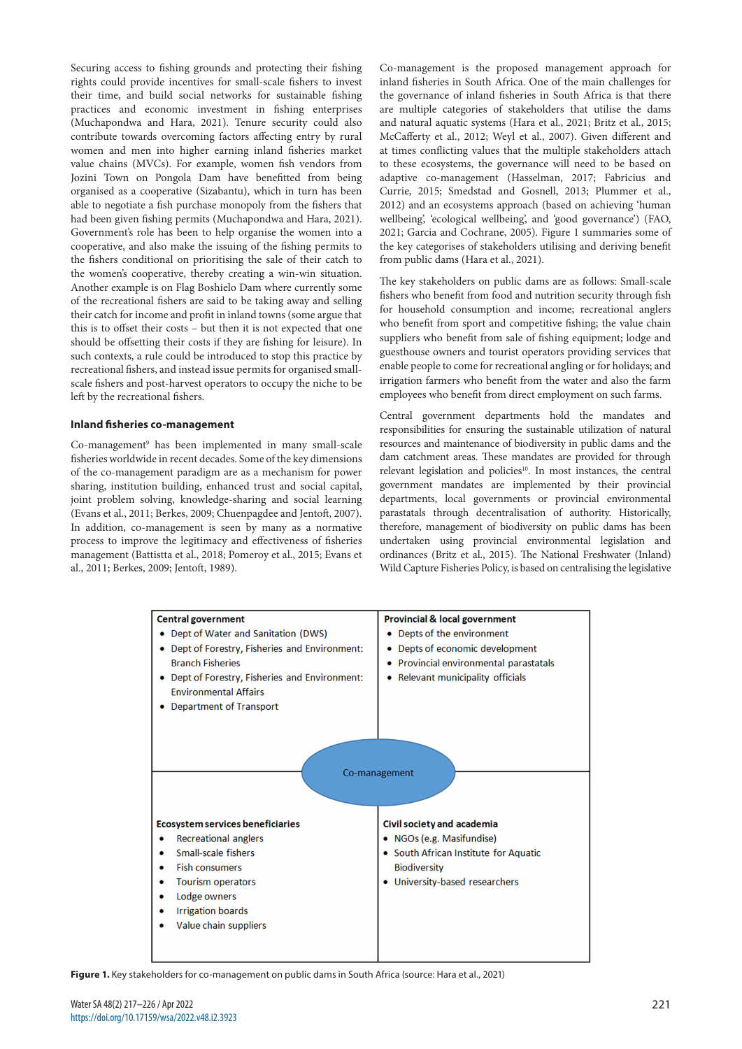Securing access to fishing grounds and protecting their fishing rights could provide incentives for small-scale fishers to invest their time, and build social networks for sustainable fishing practices and economic investment in fishing enterprises (Muchapondwa and Hara, 2021). Tenure security could also contribute towards overcoming factors affecting entry by rural women and men into higher earning inland fisheries market value chains (MVCs). For example, women fish vendors from Jozini Town on Pongola Dam have benefitted from being organised as a cooperative (Sizabantu), which in turn has been able to negotiate a fish purchase monopoly from the fishers that had been given fishing permits (Muchapondwa and Hara, 2021). Government's role has been to help organise the women into a cooperative, and also make the issuing of the fishing permits to the fishers conditional on prioritising the sale of their catch to the women's cooperative, thereby creating a win-win situation. Another example is on Flag Boshielo Dam where currently some of the recreational fishers are said to be taking away and selling their catch for income and profit in inland towns (some argue that this is to offset their costs – but then it is not expected that one should be offsetting their costs if they are fishing for leisure). In such contexts, a rule could be introduced to stop this practice by recreational fishers, and instead issue permits for organised small-scale fishers and post-harvest operators to occupy the niche to be left by the recreational fishers.

## Inland fisheries co-management

Co-management[9] has been implemented in many small-scale fisheries worldwide in recent decades. Some of the key dimensions of the co-management paradigm are as a mechanism for power sharing, institution building, enhanced trust and social capital, joint problem solving, knowledge-sharing and social learning (Evans et al., 2011; Berkes, 2009; Chuenpagdee and Jentoft, 2007). In addition, co-management is seen by many as a normative process to improve the legitimacy and effectiveness of fisheries management (Battistta et al., 2018; Pomeroy et al., 2015; Evans et al., 2011; Berkes, 2009; Jentoft, 1989).

Co-management is the proposed management approach for inland fisheries in South Africa. One of the main challenges for the governance of inland fisheries in South Africa is that there are multiple categories of stakeholders that utilise the dams and natural aquatic systems (Hara et al., 2021; Britz et al., 2015; McCafferty et al., 2012; Weyl et al., 2007). Given different and at times conflicting values that the multiple stakeholders attach to these ecosystems, the governance will need to be based on adaptive co-management (Hasselman, 2017; Fabricius and Currie, 2015; Smedstad and Gosnell, 2013; Plummer et al., 2012) and an ecosystems approach (based on achieving 'human wellbeing', 'ecological wellbeing', and 'good governance') (FAO, 2021; Garcia and Cochrane, 2005). Figure 1 summaries some of the key categorises of stakeholders utilising and deriving benefit from public dams (Hara et al., 2021).

The key stakeholders on public dams are as follows: Small-scale fishers who benefit from food and nutrition security through fish for household consumption and income; recreational anglers who benefit from sport and competitive fishing; the value chain suppliers who benefit from sale of fishing equipment; lodge and guesthouse owners and tourist operators providing services that enable people to come for recreational angling or for holidays; and irrigation farmers who benefit from the water and also the farm employees who benefit from direct employment on such farms.

Central government departments hold the mandates and responsibilities for ensuring the sustainable utilization of natural resources and maintenance of biodiversity in public dams and the dam catchment areas. These mandates are provided for through relevant legislation and policies[10]. In most instances, the central government mandates are implemented by their provincial departments, local governments or provincial environmental parastatals through decentralisation of authority. Historically, therefore, management of biodiversity on public dams has been undertaken using provincial environmental legislation and ordinances (Britz et al., 2015). The National Freshwater (Inland) Wild Capture Fisheries Policy, is based on centralising the legislative

| **Central government** | **Provincial & local government** |
|---|---|
| • Dept of Water and Sanitation (DWS)<br>• Dept of Forestry, Fisheries and Environment: Branch Fisheries<br>• Dept of Forestry, Fisheries and Environment: Environmental Affairs<br>• Department of Transport | • Depts of the environment<br>• Depts of economic development<br>• Provincial environmental parastatals<br>• Relevant municipality officials |
| Co-management | |
| **Ecosystem services beneficiaries** | **Civil society and academia** |
| • Recreational anglers<br>• Small-scale fishers<br>• Fish consumers<br>• Tourism operators<br>• Lodge owners<br>• Irrigation boards<br>• Value chain suppliers | • NGOs (e.g. Masifundise)<br>• South African Institute for Aquatic Biodiversity<br>• University-based researchers |

**Figure 1.** Key stakeholders for co-management on public dams in South Africa (source: Hara et al., 2021)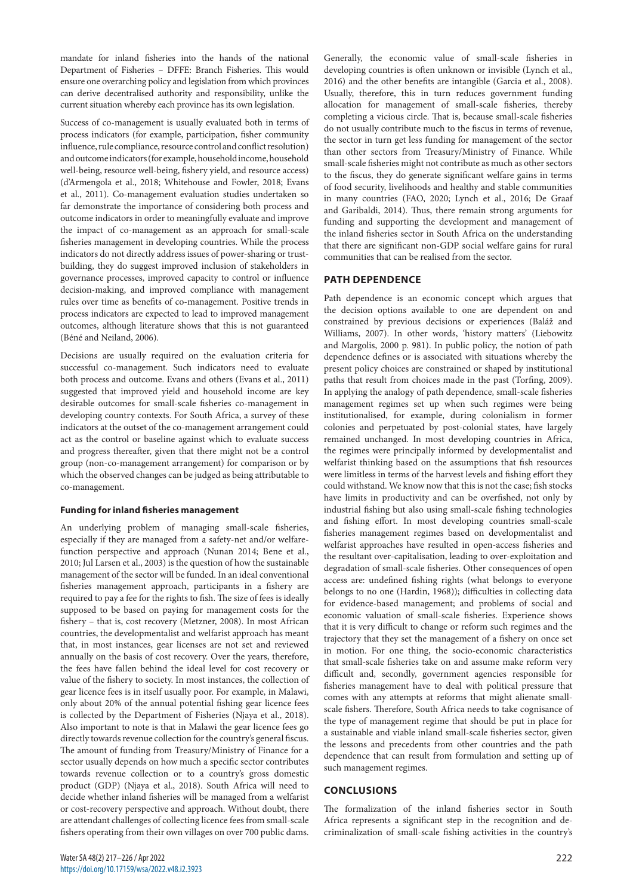mandate for inland fisheries into the hands of the national Department of Fisheries – DFFE: Branch Fisheries. This would ensure one overarching policy and legislation from which provinces can derive decentralised authority and responsibility, unlike the current situation whereby each province has its own legislation.

Success of co-management is usually evaluated both in terms of process indicators (for example, participation, fisher community influence, rule compliance, resource control and conflict resolution) and outcome indicators (for example, household income, household well-being, resource well-being, fishery yield, and resource access) (d'Armengola et al., 2018; Whitehouse and Fowler, 2018; Evans et al., 2011). Co-management evaluation studies undertaken so far demonstrate the importance of considering both process and outcome indicators in order to meaningfully evaluate and improve the impact of co-management as an approach for small-scale fisheries management in developing countries. While the process indicators do not directly address issues of power-sharing or trust-building, they do suggest improved inclusion of stakeholders in governance processes, improved capacity to control or influence decision-making, and improved compliance with management rules over time as benefits of co-management. Positive trends in process indicators are expected to lead to improved management outcomes, although literature shows that this is not guaranteed (Béné and Neiland, 2006).

Decisions are usually required on the evaluation criteria for successful co-management. Such indicators need to evaluate both process and outcome. Evans and others (Evans et al., 2011) suggested that improved yield and household income are key desirable outcomes for small-scale fisheries co-management in developing country contexts. For South Africa, a survey of these indicators at the outset of the co-management arrangement could act as the control or baseline against which to evaluate success and progress thereafter, given that there might not be a control group (non-co-management arrangement) for comparison or by which the observed changes can be judged as being attributable to co-management.

### Funding for inland fisheries management

An underlying problem of managing small-scale fisheries, especially if they are managed from a safety-net and/or welfare-function perspective and approach (Nunan 2014; Bene et al., 2010; Jul Larsen et al., 2003) is the question of how the sustainable management of the sector will be funded. In an ideal conventional fisheries management approach, participants in a fishery are required to pay a fee for the rights to fish. The size of fees is ideally supposed to be based on paying for management costs for the fishery – that is, cost recovery (Metzner, 2008). In most African countries, the developmentalist and welfarist approach has meant that, in most instances, gear licenses are not set and reviewed annually on the basis of cost recovery. Over the years, therefore, the fees have fallen behind the ideal level for cost recovery or value of the fishery to society. In most instances, the collection of gear licence fees is in itself usually poor. For example, in Malawi, only about 20% of the annual potential fishing gear licence fees is collected by the Department of Fisheries (Njaya et al., 2018). Also important to note is that in Malawi the gear licence fees go directly towards revenue collection for the country's general fiscus. The amount of funding from Treasury/Ministry of Finance for a sector usually depends on how much a specific sector contributes towards revenue collection or to a country's gross domestic product (GDP) (Njaya et al., 2018). South Africa will need to decide whether inland fisheries will be managed from a welfarist or cost-recovery perspective and approach. Without doubt, there are attendant challenges of collecting licence fees from small-scale fishers operating from their own villages on over 700 public dams. Generally, the economic value of small-scale fisheries in developing countries is often unknown or invisible (Lynch et al., 2016) and the other benefits are intangible (Garcia et al., 2008). Usually, therefore, this in turn reduces government funding allocation for management of small-scale fisheries, thereby completing a vicious circle. That is, because small-scale fisheries do not usually contribute much to the fiscus in terms of revenue, the sector in turn get less funding for management of the sector than other sectors from Treasury/Ministry of Finance. While small-scale fisheries might not contribute as much as other sectors to the fiscus, they do generate significant welfare gains in terms of food security, livelihoods and healthy and stable communities in many countries (FAO, 2020; Lynch et al., 2016; De Graaf and Garibaldi, 2014). Thus, there remain strong arguments for funding and supporting the development and management of the inland fisheries sector in South Africa on the understanding that there are significant non-GDP social welfare gains for rural communities that can be realised from the sector.

## PATH DEPENDENCE

Path dependence is an economic concept which argues that the decision options available to one are dependent on and constrained by previous decisions or experiences (Baláž and Williams, 2007). In other words, 'history matters' (Liebowitz and Margolis, 2000 p. 981). In public policy, the notion of path dependence defines or is associated with situations whereby the present policy choices are constrained or shaped by institutional paths that result from choices made in the past (Torfing, 2009). In applying the analogy of path dependence, small-scale fisheries management regimes set up when such regimes were being institutionalised, for example, during colonialism in former colonies and perpetuated by post-colonial states, have largely remained unchanged. In most developing countries in Africa, the regimes were principally informed by developmentalist and welfarist thinking based on the assumptions that fish resources were limitless in terms of the harvest levels and fishing effort they could withstand. We know now that this is not the case; fish stocks have limits in productivity and can be overfished, not only by industrial fishing but also using small-scale fishing technologies and fishing effort. In most developing countries small-scale fisheries management regimes based on developmentalist and welfarist approaches have resulted in open-access fisheries and the resultant over-capitalisation, leading to over-exploitation and degradation of small-scale fisheries. Other consequences of open access are: undefined fishing rights (what belongs to everyone belongs to no one (Hardin, 1968)); difficulties in collecting data for evidence-based management; and problems of social and economic valuation of small-scale fisheries. Experience shows that it is very difficult to change or reform such regimes and the trajectory that they set the management of a fishery on once set in motion. For one thing, the socio-economic characteristics that small-scale fisheries take on and assume make reform very difficult and, secondly, government agencies responsible for fisheries management have to deal with political pressure that comes with any attempts at reforms that might alienate small-scale fishers. Therefore, South Africa needs to take cognisance of the type of management regime that should be put in place for a sustainable and viable inland small-scale fisheries sector, given the lessons and precedents from other countries and the path dependence that can result from formulation and setting up of such management regimes.

## CONCLUSIONS

The formalization of the inland fisheries sector in South Africa represents a significant step in the recognition and de-criminalization of small-scale fishing activities in the country's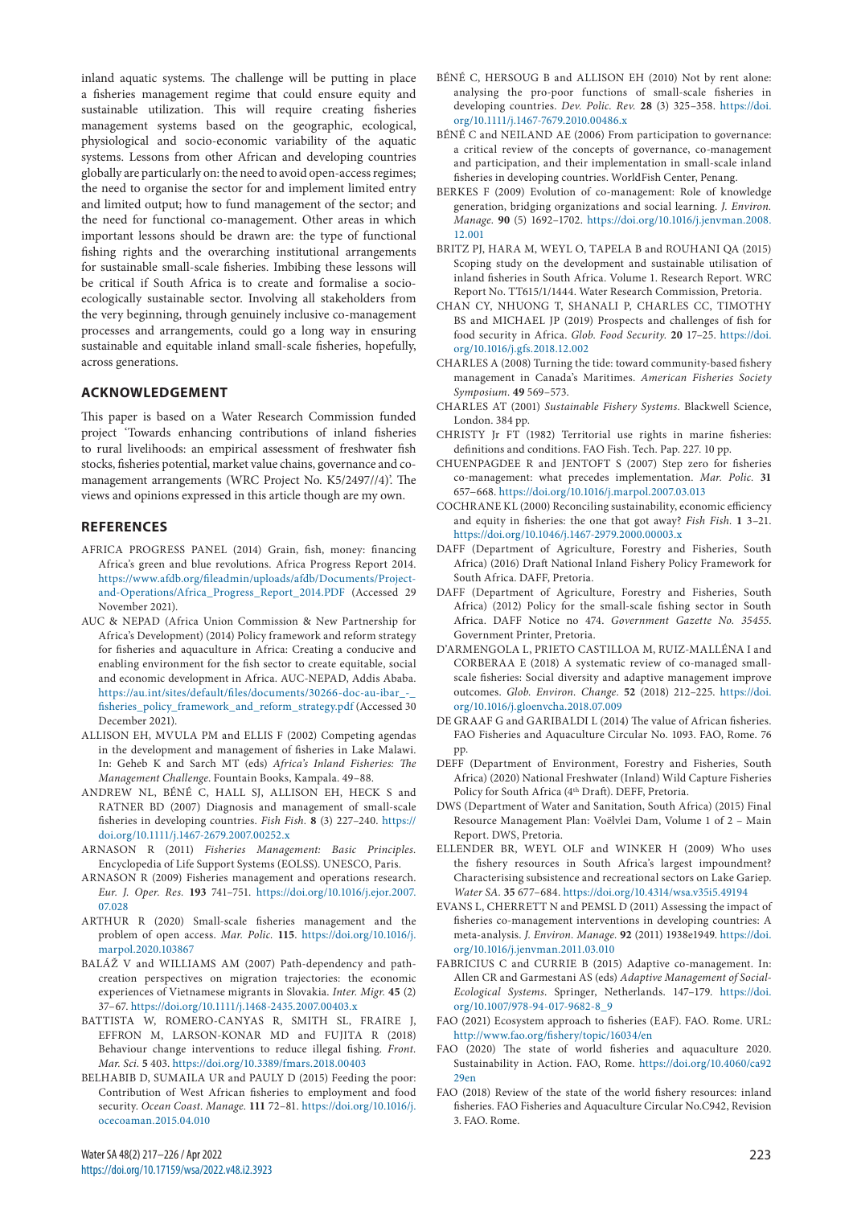inland aquatic systems. The challenge will be putting in place a fisheries management regime that could ensure equity and sustainable utilization. This will require creating fisheries management systems based on the geographic, ecological, physiological and socio-economic variability of the aquatic systems. Lessons from other African and developing countries globally are particularly on: the need to avoid open-access regimes; the need to organise the sector for and implement limited entry and limited output; how to fund management of the sector; and the need for functional co-management. Other areas in which important lessons should be drawn are: the type of functional fishing rights and the overarching institutional arrangements for sustainable small-scale fisheries. Imbibing these lessons will be critical if South Africa is to create and formalise a socio-ecologically sustainable sector. Involving all stakeholders from the very beginning, through genuinely inclusive co-management processes and arrangements, could go a long way in ensuring sustainable and equitable inland small-scale fisheries, hopefully, across generations.

## ACKNOWLEDGEMENT

This paper is based on a Water Research Commission funded project 'Towards enhancing contributions of inland fisheries to rural livelihoods: an empirical assessment of freshwater fish stocks, fisheries potential, market value chains, governance and co-management arrangements (WRC Project No. K5/2497//4)'. The views and opinions expressed in this article though are my own.

## REFERENCES

AFRICA PROGRESS PANEL (2014) Grain, fish, money: financing Africa's green and blue revolutions. Africa Progress Report 2014. https://www.afdb.org/fileadmin/uploads/afdb/Documents/Project-and-Operations/Africa_Progress_Report_2014.PDF (Accessed 29 November 2021).

AUC & NEPAD (Africa Union Commission & New Partnership for Africa's Development) (2014) Policy framework and reform strategy for fisheries and aquaculture in Africa: Creating a conducive and enabling environment for the fish sector to create equitable, social and economic development in Africa. AUC-NEPAD, Addis Ababa. https://au.int/sites/default/files/documents/30266-doc-au-ibar_-_fisheries_policy_framework_and_reform_strategy.pdf (Accessed 30 December 2021).

ALLISON EH, MVULA PM and ELLIS F (2002) Competing agendas in the development and management of fisheries in Lake Malawi. In: Geheb K and Sarch MT (eds) *Africa's Inland Fisheries: The Management Challenge*. Fountain Books, Kampala. 49–88.

ANDREW NL, BÉNÉ C, HALL SJ, ALLISON EH, HECK S and RATNER BD (2007) Diagnosis and management of small-scale fisheries in developing countries. *Fish Fish.* **8** (3) 227–240. https://doi.org/10.1111/j.1467-2679.2007.00252.x

ARNASON R (2011) *Fisheries Management: Basic Principles*. Encyclopedia of Life Support Systems (EOLSS). UNESCO, Paris.

ARNASON R (2009) Fisheries management and operations research. *Eur. J. Oper. Res.* **193** 741–751. https://doi.org/10.1016/j.ejor.2007.07.028

ARTHUR R (2020) Small-scale fisheries management and the problem of open access. *Mar. Polic.* **115**. https://doi.org/10.1016/j.marpol.2020.103867

BALÁŽ V and WILLIAMS AM (2007) Path-dependency and path-creation perspectives on migration trajectories: the economic experiences of Vietnamese migrants in Slovakia. *Inter. Migr.* **45** (2) 37–67. https://doi.org/10.1111/j.1468-2435.2007.00403.x

BATTISTA W, ROMERO-CANYAS R, SMITH SL, FRAIRE J, EFFRON M, LARSON-KONAR MD and FUJITA R (2018) Behaviour change interventions to reduce illegal fishing. *Front. Mar. Sci.* **5** 403. https://doi.org/10.3389/fmars.2018.00403

BELHABIB D, SUMAILA UR and PAULY D (2015) Feeding the poor: Contribution of West African fisheries to employment and food security. *Ocean Coast. Manage.* **111** 72–81. https://doi.org/10.1016/j.ocecoaman.2015.04.010

BÉNÉ C, HERSOUG B and ALLISON EH (2010) Not by rent alone: analysing the pro-poor functions of small-scale fisheries in developing countries. *Dev. Polic. Rev.* **28** (3) 325–358. https://doi.org/10.1111/j.1467-7679.2010.00486.x

BÉNÉ C and NEILAND AE (2006) From participation to governance: a critical review of the concepts of governance, co-management and participation, and their implementation in small-scale inland fisheries in developing countries. WorldFish Center, Penang.

BERKES F (2009) Evolution of co-management: Role of knowledge generation, bridging organizations and social learning. *J. Environ. Manage.* **90** (5) 1692–1702. https://doi.org/10.1016/j.jenvman.2008.12.001

BRITZ PJ, HARA M, WEYL O, TAPELA B and ROUHANI QA (2015) Scoping study on the development and sustainable utilisation of inland fisheries in South Africa. Volume 1. Research Report. WRC Report No. TT615/1/1444. Water Research Commission, Pretoria.

CHAN CY, NHUONG T, SHANALI P, CHARLES CC, TIMOTHY BS and MICHAEL JP (2019) Prospects and challenges of fish for food security in Africa. *Glob. Food Security.* **20** 17–25. https://doi.org/10.1016/j.gfs.2018.12.002

CHARLES A (2008) Turning the tide: toward community-based fishery management in Canada's Maritimes. *American Fisheries Society Symposium*. **49** 569–573.

CHARLES AT (2001) *Sustainable Fishery Systems*. Blackwell Science, London. 384 pp.

CHRISTY Jr FT (1982) Territorial use rights in marine fisheries: definitions and conditions. FAO Fish. Tech. Pap. 227. 10 pp.

CHUENPAGDEE R and JENTOFT S (2007) Step zero for fisheries co-management: what precedes implementation. *Mar. Polic.* **31** 657–668. https://doi.org/10.1016/j.marpol.2007.03.013

COCHRANE KL (2000) Reconciling sustainability, economic efficiency and equity in fisheries: the one that got away? *Fish Fish.* **1** 3–21. https://doi.org/10.1046/j.1467-2979.2000.00003.x

DAFF (Department of Agriculture, Forestry and Fisheries, South Africa) (2016) Draft National Inland Fishery Policy Framework for South Africa. DAFF, Pretoria.

DAFF (Department of Agriculture, Forestry and Fisheries, South Africa) (2012) Policy for the small-scale fishing sector in South Africa. DAFF Notice no 474. *Government Gazette No. 35455*. Government Printer, Pretoria.

D'ARMENGOLA L, PRIETO CASTILLOA M, RUIZ-MALLÉNA I and CORBERAA E (2018) A systematic review of co-managed small-scale fisheries: Social diversity and adaptive management improve outcomes. *Glob. Environ. Change.* **52** (2018) 212–225. https://doi.org/10.1016/j.gloenvcha.2018.07.009

DE GRAAF G and GARIBALDI L (2014) The value of African fisheries. FAO Fisheries and Aquaculture Circular No. 1093. FAO, Rome. 76 pp.

DEFF (Department of Environment, Forestry and Fisheries, South Africa) (2020) National Freshwater (Inland) Wild Capture Fisheries Policy for South Africa (4th Draft). DEFF, Pretoria.

DWS (Department of Water and Sanitation, South Africa) (2015) Final Resource Management Plan: Voëlvlei Dam, Volume 1 of 2 – Main Report. DWS, Pretoria.

ELLENDER BR, WEYL OLF and WINKER H (2009) Who uses the fishery resources in South Africa's largest impoundment? Characterising subsistence and recreational sectors on Lake Gariep. *Water SA.* **35** 677–684. https://doi.org/10.4314/wsa.v35i5.49194

EVANS L, CHERRETT N and PEMSL D (2011) Assessing the impact of fisheries co-management interventions in developing countries: A meta-analysis. *J. Environ. Manage.* **92** (2011) 1938e1949. https://doi.org/10.1016/j.jenvman.2011.03.010

FABRICIUS C and CURRIE B (2015) Adaptive co-management. In: Allen CR and Garmestani AS (eds) *Adaptive Management of Social-Ecological Systems*. Springer, Netherlands. 147–179. https://doi.org/10.1007/978-94-017-9682-8_9

FAO (2021) Ecosystem approach to fisheries (EAF). FAO. Rome. URL: http://www.fao.org/fishery/topic/16034/en

FAO (2020) The state of world fisheries and aquaculture 2020. Sustainability in Action. FAO, Rome. https://doi.org/10.4060/ca9229en

FAO (2018) Review of the state of the world fishery resources: inland fisheries. FAO Fisheries and Aquaculture Circular No.C942, Revision 3. FAO. Rome.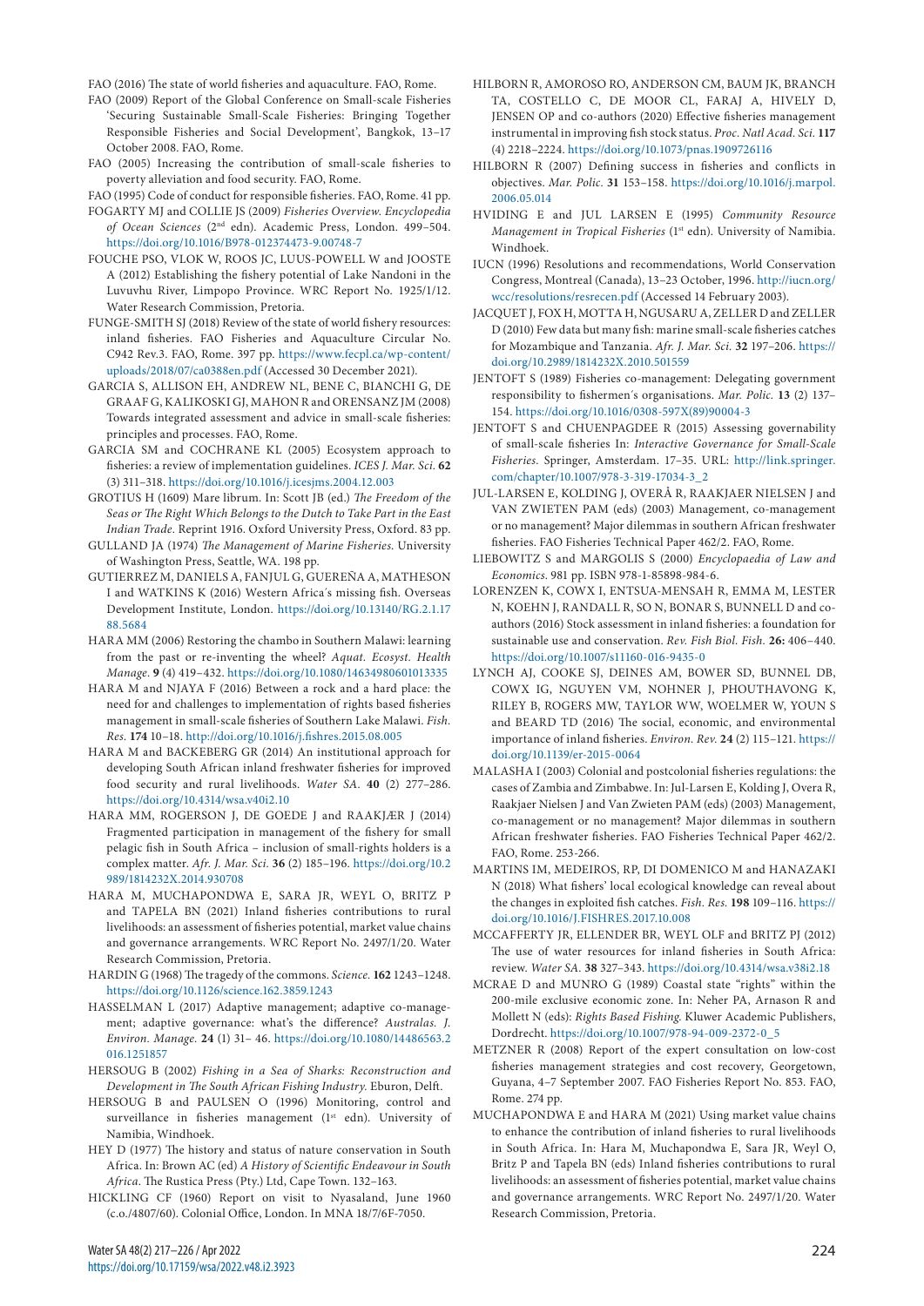FAO (2016) The state of world fisheries and aquaculture. FAO, Rome.

FAO (2009) Report of the Global Conference on Small-scale Fisheries 'Securing Sustainable Small-Scale Fisheries: Bringing Together Responsible Fisheries and Social Development', Bangkok, 13–17 October 2008. FAO, Rome.

FAO (2005) Increasing the contribution of small-scale fisheries to poverty alleviation and food security. FAO, Rome.

FAO (1995) Code of conduct for responsible fisheries. FAO, Rome. 41 pp.

FOGARTY MJ and COLLIE JS (2009) *Fisheries Overview. Encyclopedia of Ocean Sciences* (2nd edn). Academic Press, London. 499–504. https://doi.org/10.1016/B978-012374473-9.00748-7

FOUCHE PSO, VLOK W, ROOS JC, LUUS-POWELL W and JOOSTE A (2012) Establishing the fishery potential of Lake Nandoni in the Luvuvhu River, Limpopo Province. WRC Report No. 1925/1/12. Water Research Commission, Pretoria.

FUNGE-SMITH SJ (2018) Review of the state of world fishery resources: inland fisheries. FAO Fisheries and Aquaculture Circular No. C942 Rev.3. FAO, Rome. 397 pp. https://www.fecpl.ca/wp-content/uploads/2018/07/ca0388en.pdf (Accessed 30 December 2021).

GARCIA S, ALLISON EH, ANDREW NL, BENE C, BIANCHI G, DE GRAAF G, KALIKOSKI GJ, MAHON R and ORENSANZ JM (2008) Towards integrated assessment and advice in small-scale fisheries: principles and processes. FAO, Rome.

GARCIA SM and COCHRANE KL (2005) Ecosystem approach to fisheries: a review of implementation guidelines. *ICES J. Mar. Sci.* **62** (3) 311–318. https://doi.org/10.1016/j.icesjms.2004.12.003

GROTIUS H (1609) Mare librum. In: Scott JB (ed.) *The Freedom of the Seas or The Right Which Belongs to the Dutch to Take Part in the East Indian Trade*. Reprint 1916. Oxford University Press, Oxford. 83 pp.

GULLAND JA (1974) *The Management of Marine Fisheries*. University of Washington Press, Seattle, WA. 198 pp.

GUTIERREZ M, DANIELS A, FANJUL G, GUEREÑA A, MATHESON I and WATKINS K (2016) Western Africa's missing fish. Overseas Development Institute, London. https://doi.org/10.13140/RG.2.1.1788.5684

HARA MM (2006) Restoring the chambo in Southern Malawi: learning from the past or re-inventing the wheel? *Aquat. Ecosyst. Health Manage.* **9** (4) 419–432. https://doi.org/10.1080/14634980601013335

HARA M and NJAYA F (2016) Between a rock and a hard place: the need for and challenges to implementation of rights based fisheries management in small-scale fisheries of Southern Lake Malawi. *Fish. Res.* **174** 10–18. http://doi.org/10.1016/j.fishres.2015.08.005

HARA M and BACKEBERG GR (2014) An institutional approach for developing South African inland freshwater fisheries for improved food security and rural livelihoods. *Water SA*. **40** (2) 277–286. https://doi.org/10.4314/wsa.v40i2.10

HARA MM, ROGERSON J, DE GOEDE J and RAAKJÆR J (2014) Fragmented participation in management of the fishery for small pelagic fish in South Africa – inclusion of small-rights holders is a complex matter. *Afr. J. Mar. Sci.* **36** (2) 185–196. https://doi.org/10.2989/1814232X.2014.930708

HARA M, MUCHAPONDWA E, SARA JR, WEYL O, BRITZ P and TAPELA BN (2021) Inland fisheries contributions to rural livelihoods: an assessment of fisheries potential, market value chains and governance arrangements. WRC Report No. 2497/1/20. Water Research Commission, Pretoria.

HARDIN G (1968) The tragedy of the commons. *Science.* **162** 1243–1248. https://doi.org/10.1126/science.162.3859.1243

HASSELMAN L (2017) Adaptive management; adaptive co-management; adaptive governance: what's the difference? *Australas. J. Environ. Manage.* **24** (1) 31– 46. https://doi.org/10.1080/14486563.2016.1251857

HERSOUG B (2002) *Fishing in a Sea of Sharks: Reconstruction and Development in The South African Fishing Industry*. Eburon, Delft.

HERSOUG B and PAULSEN O (1996) Monitoring, control and surveillance in fisheries management (1st edn). University of Namibia, Windhoek.

HEY D (1977) The history and status of nature conservation in South Africa. In: Brown AC (ed) *A History of Scientific Endeavour in South Africa*. The Rustica Press (Pty.) Ltd, Cape Town. 132–163.

HICKLING CF (1960) Report on visit to Nyasaland, June 1960 (c.o./4807/60). Colonial Office, London. In MNA 18/7/6F-7050.

HILBORN R, AMOROSO RO, ANDERSON CM, BAUM JK, BRANCH TA, COSTELLO C, DE MOOR CL, FARAJ A, HIVELY D, JENSEN OP and co-authors (2020) Effective fisheries management instrumental in improving fish stock status. *Proc. Natl Acad. Sci.* **117** (4) 2218–2224. https://doi.org/10.1073/pnas.1909726116

HILBORN R (2007) Defining success in fisheries and conflicts in objectives. *Mar. Polic.* **31** 153–158. https://doi.org/10.1016/j.marpol.2006.05.014

HVIDING E and JUL LARSEN E (1995) *Community Resource Management in Tropical Fisheries* (1st edn). University of Namibia. Windhoek.

IUCN (1996) Resolutions and recommendations, World Conservation Congress, Montreal (Canada), 13–23 October, 1996. http://iucn.org/wcc/resolutions/resrecen.pdf (Accessed 14 February 2003).

JACQUET J, FOX H, MOTTA H, NGUSARU A, ZELLER D and ZELLER D (2010) Few data but many fish: marine small-scale fisheries catches for Mozambique and Tanzania. *Afr. J. Mar. Sci.* **32** 197–206. https://doi.org/10.2989/1814232X.2010.501559

JENTOFT S (1989) Fisheries co-management: Delegating government responsibility to fishermen's organisations. *Mar. Polic.* **13** (2) 137–154. https://doi.org/10.1016/0308-597X(89)90004-3

JENTOFT S and CHUENPAGDEE R (2015) Assessing governability of small-scale fisheries In: *Interactive Governance for Small-Scale Fisheries*. Springer, Amsterdam. 17–35. URL: http://link.springer.com/chapter/10.1007/978-3-319-17034-3_2

JUL-LARSEN E, KOLDING J, OVERÅ R, RAAKJAER NIELSEN J and VAN ZWIETEN PAM (eds) (2003) Management, co-management or no management? Major dilemmas in southern African freshwater fisheries. FAO Fisheries Technical Paper 462/2. FAO, Rome.

LIEBOWITZ S and MARGOLIS S (2000) *Encyclopaedia of Law and Economics*. 981 pp. ISBN 978-1-85898-984-6.

LORENZEN K, COWX I, ENTSUA-MENSAH R, EMMA M, LESTER N, KOEHN J, RANDALL R, SO N, BONAR S, BUNNELL D and co-authors (2016) Stock assessment in inland fisheries: a foundation for sustainable use and conservation. *Rev. Fish Biol. Fish.* **26:** 406–440. https://doi.org/10.1007/s11160-016-9435-0

LYNCH AJ, COOKE SJ, DEINES AM, BOWER SD, BUNNEL DB, COWX IG, NGUYEN VM, NOHNER J, PHOUTHAVONG K, RILEY B, ROGERS MW, TAYLOR WW, WOELMER W, YOUN S and BEARD TD (2016) The social, economic, and environmental importance of inland fisheries. *Environ. Rev.* **24** (2) 115–121. https://doi.org/10.1139/er-2015-0064

MALASHA I (2003) Colonial and postcolonial fisheries regulations: the cases of Zambia and Zimbabwe. In: Jul-Larsen E, Kolding J, Overa R, Raakjaer Nielsen J and Van Zwieten PAM (eds) (2003) Management, co-management or no management? Major dilemmas in southern African freshwater fisheries. FAO Fisheries Technical Paper 462/2. FAO, Rome. 253-266.

MARTINS IM, MEDEIROS, RP, DI DOMENICO M and HANAZAKI N (2018) What fishers' local ecological knowledge can reveal about the changes in exploited fish catches. *Fish. Res.* **198** 109–116. https://doi.org/10.1016/J.FISHRES.2017.10.008

MCCAFFERTY JR, ELLENDER BR, WEYL OLF and BRITZ PJ (2012) The use of water resources for inland fisheries in South Africa: review. *Water SA*. **38** 327–343. https://doi.org/10.4314/wsa.v38i2.18

MCRAE D and MUNRO G (1989) Coastal state "rights" within the 200-mile exclusive economic zone. In: Neher PA, Arnason R and Mollett N (eds): *Rights Based Fishing.* Kluwer Academic Publishers, Dordrecht. https://doi.org/10.1007/978-94-009-2372-0_5

METZNER R (2008) Report of the expert consultation on low-cost fisheries management strategies and cost recovery, Georgetown, Guyana, 4–7 September 2007. FAO Fisheries Report No. 853. FAO, Rome. 274 pp.

MUCHAPONDWA E and HARA M (2021) Using market value chains to enhance the contribution of inland fisheries to rural livelihoods in South Africa. In: Hara M, Muchapondwa E, Sara JR, Weyl O, Britz P and Tapela BN (eds) Inland fisheries contributions to rural livelihoods: an assessment of fisheries potential, market value chains and governance arrangements. WRC Report No. 2497/1/20. Water Research Commission, Pretoria.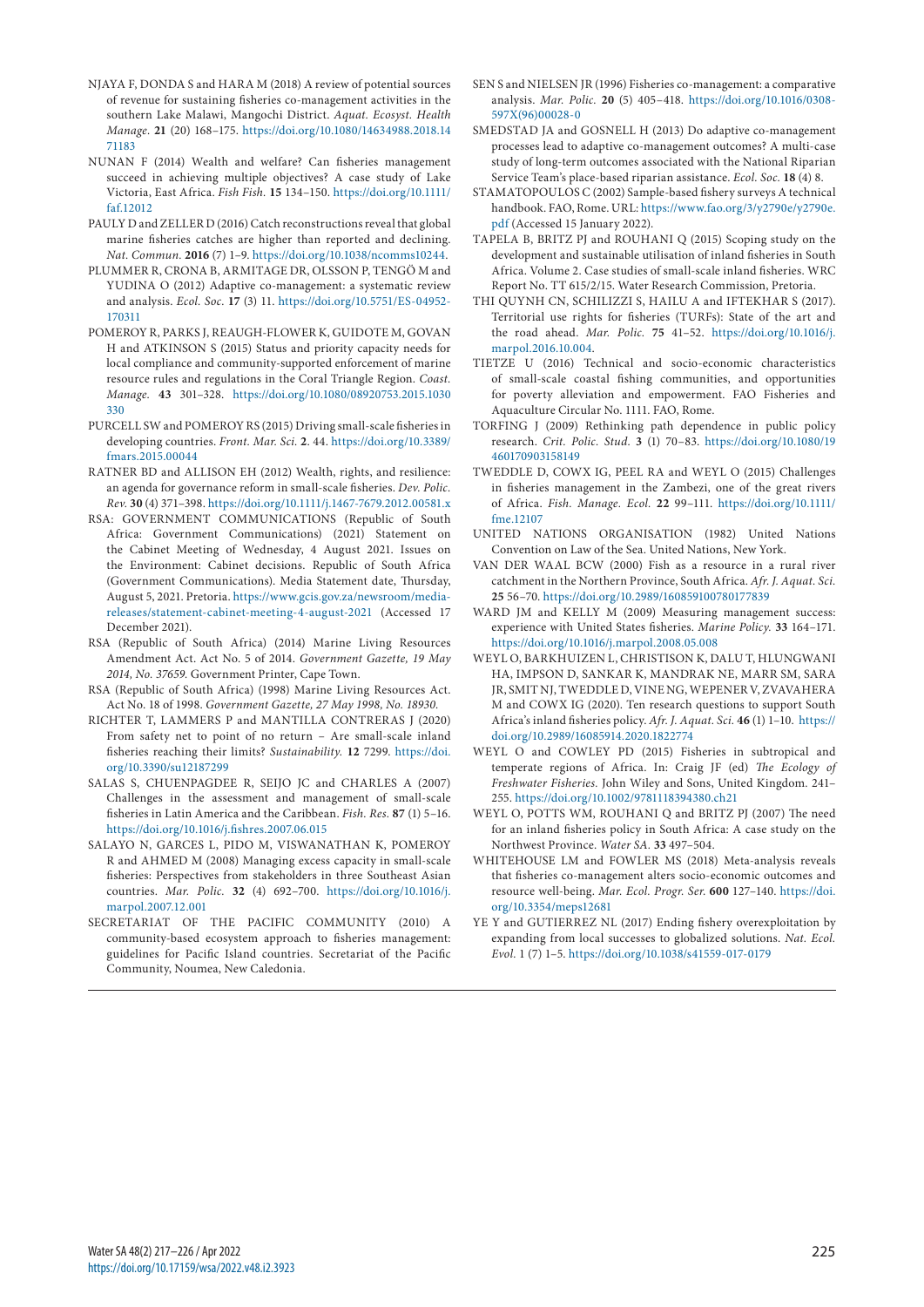NJAYA F, DONDA S and HARA M (2018) A review of potential sources of revenue for sustaining fisheries co-management activities in the southern Lake Malawi, Mangochi District. *Aquat. Ecosyst. Health Manage.* **21** (20) 168–175. https://doi.org/10.1080/14634988.2018.1471183

NUNAN F (2014) Wealth and welfare? Can fisheries management succeed in achieving multiple objectives? A case study of Lake Victoria, East Africa. *Fish Fish.* **15** 134–150. https://doi.org/10.1111/faf.12012

PAULY D and ZELLER D (2016) Catch reconstructions reveal that global marine fisheries catches are higher than reported and declining. *Nat. Commun.* **2016** (7) 1–9. https://doi.org/10.1038/ncomms10244.

PLUMMER R, CRONA B, ARMITAGE DR, OLSSON P, TENGÖ M and YUDINA O (2012) Adaptive co-management: a systematic review and analysis. *Ecol. Soc.* **17** (3) 11. https://doi.org/10.5751/ES-04952-170311

POMEROY R, PARKS J, REAUGH-FLOWER K, GUIDOTE M, GOVAN H and ATKINSON S (2015) Status and priority capacity needs for local compliance and community-supported enforcement of marine resource rules and regulations in the Coral Triangle Region. *Coast. Manage.* **43** 301–328. https://doi.org/10.1080/08920753.2015.1030330

PURCELL SW and POMEROY RS (2015) Driving small-scale fisheries in developing countries. *Front. Mar. Sci.* **2**. 44. https://doi.org/10.3389/fmars.2015.00044

RATNER BD and ALLISON EH (2012) Wealth, rights, and resilience: an agenda for governance reform in small-scale fisheries. *Dev. Polic. Rev.* **30** (4) 371–398. https://doi.org/10.1111/j.1467-7679.2012.00581.x

RSA: GOVERNMENT COMMUNICATIONS (Republic of South Africa: Government Communications) (2021) Statement on the Cabinet Meeting of Wednesday, 4 August 2021. Issues on the Environment: Cabinet decisions. Republic of South Africa (Government Communications). Media Statement date, Thursday, August 5, 2021. Pretoria. https://www.gcis.gov.za/newsroom/media-releases/statement-cabinet-meeting-4-august-2021 (Accessed 17 December 2021).

RSA (Republic of South Africa) (2014) Marine Living Resources Amendment Act. Act No. 5 of 2014. *Government Gazette, 19 May 2014, No. 37659.* Government Printer, Cape Town.

RSA (Republic of South Africa) (1998) Marine Living Resources Act. Act No. 18 of 1998. *Government Gazette, 27 May 1998, No. 18930.*

RICHTER T, LAMMERS P and MANTILLA CONTRERAS J (2020) From safety net to point of no return – Are small-scale inland fisheries reaching their limits? *Sustainability.* **12** 7299. https://doi.org/10.3390/su12187299

SALAS S, CHUENPAGDEE R, SEIJO JC and CHARLES A (2007) Challenges in the assessment and management of small-scale fisheries in Latin America and the Caribbean. *Fish. Res.* **87** (1) 5–16. https://doi.org/10.1016/j.fishres.2007.06.015

SALAYO N, GARCES L, PIDO M, VISWANATHAN K, POMEROY R and AHMED M (2008) Managing excess capacity in small-scale fisheries: Perspectives from stakeholders in three Southeast Asian countries. *Mar. Polic.* **32** (4) 692–700. https://doi.org/10.1016/j.marpol.2007.12.001

SECRETARIAT OF THE PACIFIC COMMUNITY (2010) A community-based ecosystem approach to fisheries management: guidelines for Pacific Island countries. Secretariat of the Pacific Community, Noumea, New Caledonia.

SEN S and NIELSEN JR (1996) Fisheries co-management: a comparative analysis. *Mar. Polic.* **20** (5) 405–418. https://doi.org/10.1016/0308-597X(96)00028-0

SMEDSTAD JA and GOSNELL H (2013) Do adaptive co-management processes lead to adaptive co-management outcomes? A multi-case study of long-term outcomes associated with the National Riparian Service Team's place-based riparian assistance. *Ecol. Soc.* **18** (4) 8.

STAMATOPOULOS C (2002) Sample-based fishery surveys A technical handbook. FAO, Rome. URL: https://www.fao.org/3/y2790e/y2790e.pdf (Accessed 15 January 2022).

TAPELA B, BRITZ PJ and ROUHANI Q (2015) Scoping study on the development and sustainable utilisation of inland fisheries in South Africa. Volume 2. Case studies of small-scale inland fisheries. WRC Report No. TT 615/2/15. Water Research Commission, Pretoria.

THI QUYNH CN, SCHILIZZI S, HAILU A and IFTEKHAR S (2017). Territorial use rights for fisheries (TURFs): State of the art and the road ahead. *Mar. Polic.* **75** 41–52. https://doi.org/10.1016/j.marpol.2016.10.004.

TIETZE U (2016) Technical and socio-economic characteristics of small-scale coastal fishing communities, and opportunities for poverty alleviation and empowerment. FAO Fisheries and Aquaculture Circular No. 1111. FAO, Rome.

TORFING J (2009) Rethinking path dependence in public policy research. *Crit. Polic. Stud.* **3** (1) 70–83. https://doi.org/10.1080/19460170903158149

TWEDDLE D, COWX IG, PEEL RA and WEYL O (2015) Challenges in fisheries management in the Zambezi, one of the great rivers of Africa. *Fish. Manage. Ecol.* **22** 99–111. https://doi.org/10.1111/fme.12107

UNITED NATIONS ORGANISATION (1982) United Nations Convention on Law of the Sea. United Nations, New York.

VAN DER WAAL BCW (2000) Fish as a resource in a rural river catchment in the Northern Province, South Africa. *Afr. J. Aquat. Sci.* **25** 56–70. https://doi.org/10.2989/160859100780177839

WARD JM and KELLY M (2009) Measuring management success: experience with United States fisheries. *Marine Policy.* **33** 164–171. https://doi.org/10.1016/j.marpol.2008.05.008

WEYL O, BARKHUIZEN L, CHRISTISON K, DALU T, HLUNGWANI HA, IMPSON D, SANKAR K, MANDRAK NE, MARR SM, SARA JR, SMIT NJ, TWEDDLE D, VINE NG, WEPENER V, ZVAVAHERA M and COWX IG (2020). Ten research questions to support South Africa's inland fisheries policy. *Afr. J. Aquat. Sci.* **46** (1) 1–10. https://doi.org/10.2989/16085914.2020.1822774

WEYL O and COWLEY PD (2015) Fisheries in subtropical and temperate regions of Africa. In: Craig JF (ed) *The Ecology of Freshwater Fisheries.* John Wiley and Sons, United Kingdom. 241–255. https://doi.org/10.1002/9781118394380.ch21

WEYL O, POTTS WM, ROUHANI Q and BRITZ PJ (2007) The need for an inland fisheries policy in South Africa: A case study on the Northwest Province. *Water SA.* **33** 497–504.

WHITEHOUSE LM and FOWLER MS (2018) Meta-analysis reveals that fisheries co-management alters socio-economic outcomes and resource well-being. *Mar. Ecol. Progr. Ser.* **600** 127–140. https://doi.org/10.3354/meps12681

YE Y and GUTIERREZ NL (2017) Ending fishery overexploitation by expanding from local successes to globalized solutions. *Nat. Ecol. Evol.* 1 (7) 1–5. https://doi.org/10.1038/s41559-017-0179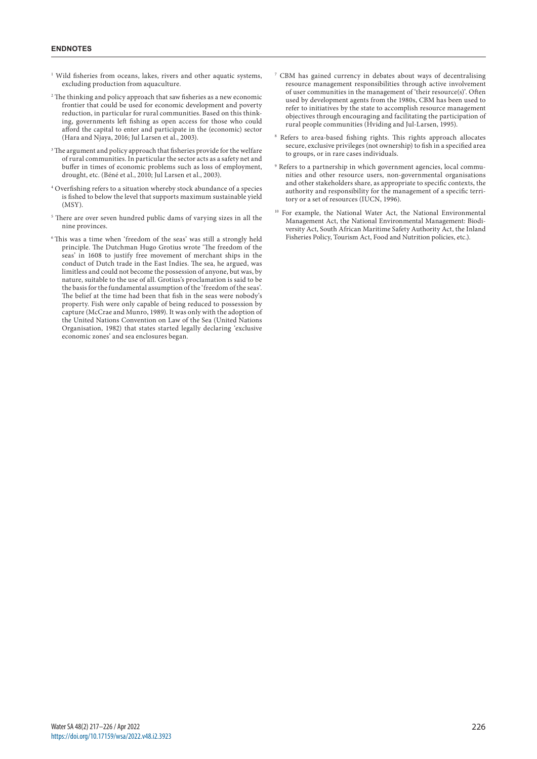## ENDNOTES

[1] Wild fisheries from oceans, lakes, rivers and other aquatic systems, excluding production from aquaculture.

[2] The thinking and policy approach that saw fisheries as a new economic frontier that could be used for economic development and poverty reduction, in particular for rural communities. Based on this thinking, governments left fishing as open access for those who could afford the capital to enter and participate in the (economic) sector (Hara and Njaya, 2016; Jul Larsen et al., 2003).

[3] The argument and policy approach that fisheries provide for the welfare of rural communities. In particular the sector acts as a safety net and buffer in times of economic problems such as loss of employment, drought, etc. (Béné et al., 2010; Jul Larsen et al., 2003).

[4] Overfishing refers to a situation whereby stock abundance of a species is fished to below the level that supports maximum sustainable yield (MSY).

[5] There are over seven hundred public dams of varying sizes in all the nine provinces.

[6] This was a time when 'freedom of the seas' was still a strongly held principle. The Dutchman Hugo Grotius wrote 'The freedom of the seas' in 1608 to justify free movement of merchant ships in the conduct of Dutch trade in the East Indies. The sea, he argued, was limitless and could not become the possession of anyone, but was, by nature, suitable to the use of all. Grotius's proclamation is said to be the basis for the fundamental assumption of the 'freedom of the seas'. The belief at the time had been that fish in the seas were nobody's property. Fish were only capable of being reduced to possession by capture (McCrae and Munro, 1989). It was only with the adoption of the United Nations Convention on Law of the Sea (United Nations Organisation, 1982) that states started legally declaring 'exclusive economic zones' and sea enclosures began.

[7] CBM has gained currency in debates about ways of decentralising resource management responsibilities through active involvement of user communities in the management of 'their resource(s)'. Often used by development agents from the 1980s, CBM has been used to refer to initiatives by the state to accomplish resource management objectives through encouraging and facilitating the participation of rural people communities (Hviding and Jul-Larsen, 1995).

[8] Refers to area-based fishing rights. This rights approach allocates secure, exclusive privileges (not ownership) to fish in a specified area to groups, or in rare cases individuals.

[9] Refers to a partnership in which government agencies, local communities and other resource users, non-governmental organisations and other stakeholders share, as appropriate to specific contexts, the authority and responsibility for the management of a specific territory or a set of resources (IUCN, 1996).

[10] For example, the National Water Act, the National Environmental Management Act, the National Environmental Management: Biodiversity Act, South African Maritime Safety Authority Act, the Inland Fisheries Policy, Tourism Act, Food and Nutrition policies, etc.).